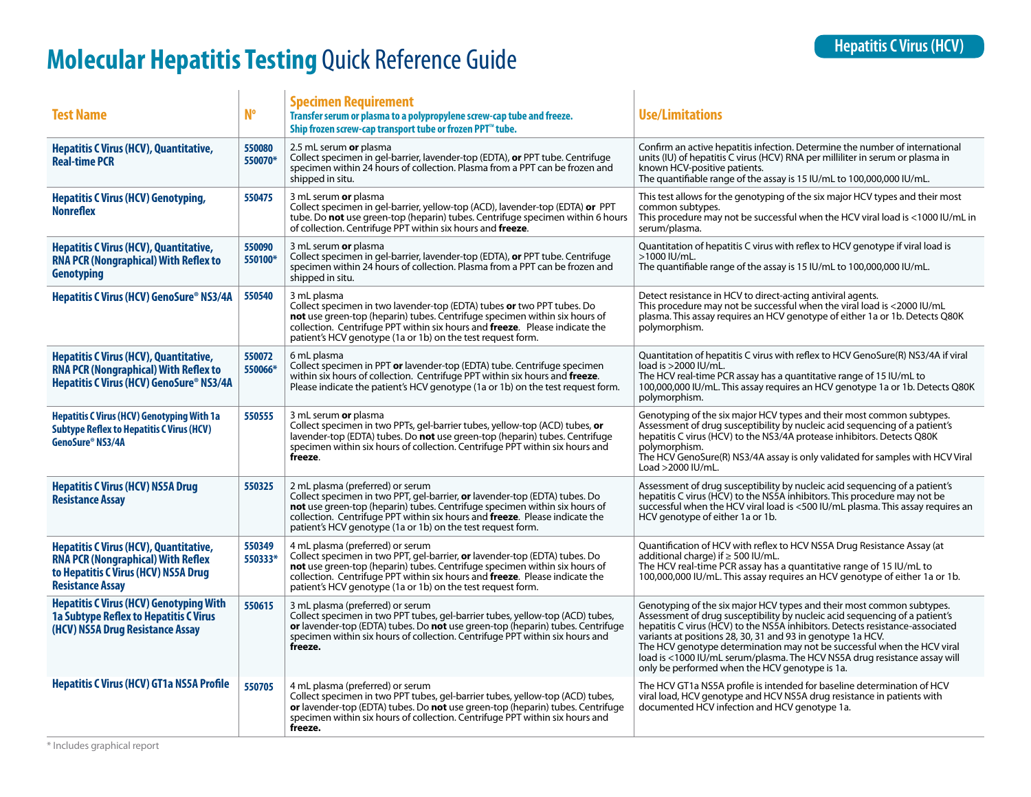# Molecular Hepatitis Testing Quick Reference Guide

## Hepatitis C Virus (HCV)

| Test Name | Nº | Specimen Requirement<br>Transfer serum or plasma to a polypropylene screw-cap tube and freeze.<br>Ship frozen screw-cap transport tube or frozen PPT™ tube. | Use/Limitations |
|---|---|---|---|
| **Hepatitis C Virus (HCV), Quantitative, Real-time PCR** | 550080<br>550070* | 2.5 mL serum **or** plasma<br>Collect specimen in gel-barrier, lavender-top (EDTA), **or** PPT tube. Centrifuge specimen within 24 hours of collection. Plasma from a PPT can be frozen and shipped in situ. | Confirm an active hepatitis infection. Determine the number of international units (IU) of hepatitis C virus (HCV) RNA per milliliter in serum or plasma in known HCV-positive patients.<br>The quantifiable range of the assay is 15 IU/mL to 100,000,000 IU/mL. |
| **Hepatitis C Virus (HCV) Genotyping, Nonreflex** | 550475 | 3 mL serum **or** plasma<br>Collect specimen in gel-barrier, yellow-top (ACD), lavender-top (EDTA) **or** PPT tube. Do **not** use green-top (heparin) tubes. Centrifuge specimen within 6 hours of collection. Centrifuge PPT within six hours and **freeze**. | This test allows for the genotyping of the six major HCV types and their most common subtypes.<br>This procedure may not be successful when the HCV viral load is <1000 IU/mL in serum/plasma. |
| **Hepatitis C Virus (HCV), Quantitative, RNA PCR (Nongraphical) With Reflex to Genotyping** | 550090<br>550100* | 3 mL serum **or** plasma<br>Collect specimen in gel-barrier, lavender-top (EDTA), **or** PPT tube. Centrifuge specimen within 24 hours of collection. Plasma from a PPT can be frozen and shipped in situ. | Quantitation of hepatitis C virus with reflex to HCV genotype if viral load is >1000 IU/mL.<br>The quantifiable range of the assay is 15 IU/mL to 100,000,000 IU/mL. |
| **Hepatitis C Virus (HCV) GenoSure® NS3/4A** | 550540 | 3 mL plasma<br>Collect specimen in two lavender-top (EDTA) tubes **or** two PPT tubes. Do **not** use green-top (heparin) tubes. Centrifuge specimen within six hours of collection. Centrifuge PPT within six hours and **freeze**. Please indicate the patient's HCV genotype (1a or 1b) on the test request form. | Detect resistance in HCV to direct-acting antiviral agents.<br>This procedure may not be successful when the viral load is <2000 IU/mL plasma. This assay requires an HCV genotype of either 1a or 1b. Detects Q80K polymorphism. |
| **Hepatitis C Virus (HCV), Quantitative, RNA PCR (Nongraphical) With Reflex to Hepatitis C Virus (HCV) GenoSure® NS3/4A** | 550072<br>550066* | 6 mL plasma<br>Collect specimen in PPT **or** lavender-top (EDTA) tube. Centrifuge specimen within six hours of collection. Centrifuge PPT within six hours and **freeze**. Please indicate the patient's HCV genotype (1a or 1b) on the test request form. | Quantitation of hepatitis C virus with reflex to HCV GenoSure(R) NS3/4A if viral load is >2000 IU/mL.<br>The HCV real-time PCR assay has a quantitative range of 15 IU/mL to 100,000,000 IU/mL. This assay requires an HCV genotype 1a or 1b. Detects Q80K polymorphism. |
| **Hepatitis C Virus (HCV) Genotyping With 1a Subtype Reflex to Hepatitis C Virus (HCV) GenoSure® NS3/4A** | 550555 | 3 mL serum **or** plasma<br>Collect specimen in two PPTs, gel-barrier tubes, yellow-top (ACD) tubes, **or** lavender-top (EDTA) tubes. Do **not** use green-top (heparin) tubes. Centrifuge specimen within six hours of collection. Centrifuge PPT within six hours and **freeze**. | Genotyping of the six major HCV types and their most common subtypes. Assessment of drug susceptibility by nucleic acid sequencing of a patient's hepatitis C virus (HCV) to the NS3/4A protease inhibitors. Detects Q80K polymorphism.<br>The HCV GenoSure(R) NS3/4A assay is only validated for samples with HCV Viral Load >2000 IU/mL. |
| **Hepatitis C Virus (HCV) NS5A Drug Resistance Assay** | 550325 | 2 mL plasma (preferred) or serum<br>Collect specimen in two PPT, gel-barrier, **or** lavender-top (EDTA) tubes. Do **not** use green-top (heparin) tubes. Centrifuge specimen within six hours of collection. Centrifuge PPT within six hours and **freeze**. Please indicate the patient's HCV genotype (1a or 1b) on the test request form. | Assessment of drug susceptibility by nucleic acid sequencing of a patient's hepatitis C virus (HCV) to the NS5A inhibitors. This procedure may not be successful when the HCV viral load is <500 IU/mL plasma. This assay requires an HCV genotype of either 1a or 1b. |
| **Hepatitis C Virus (HCV), Quantitative, RNA PCR (Nongraphical) With Reflex to Hepatitis C Virus (HCV) NS5A Drug Resistance Assay** | 550349<br>550333* | 4 mL plasma (preferred) or serum<br>Collect specimen in two PPT, gel-barrier, **or** lavender-top (EDTA) tubes. Do **not** use green-top (heparin) tubes. Centrifuge specimen within six hours of collection. Centrifuge PPT within six hours and **freeze**. Please indicate the patient's HCV genotype (1a or 1b) on the test request form. | Quantification of HCV with reflex to HCV NS5A Drug Resistance Assay (at additional charge) if ≥ 500 IU/mL.<br>The HCV real-time PCR assay has a quantitative range of 15 IU/mL to 100,000,000 IU/mL. This assay requires an HCV genotype of either 1a or 1b. |
| **Hepatitis C Virus (HCV) Genotyping With 1a Subtype Reflex to Hepatitis C Virus (HCV) NS5A Drug Resistance Assay** | 550615 | 3 mL plasma (preferred) or serum<br>Collect specimen in two PPT tubes, gel-barrier tubes, yellow-top (ACD) tubes, **or** lavender-top (EDTA) tubes. Do **not** use green-top (heparin) tubes. Centrifuge specimen within six hours of collection. Centrifuge PPT within six hours and **freeze.** | Genotyping of the six major HCV types and their most common subtypes. Assessment of drug susceptibility by nucleic acid sequencing of a patient's hepatitis C virus (HCV) to the NS5A inhibitors. Detects resistance-associated variants at positions 28, 30, 31 and 93 in genotype 1a HCV.<br>The HCV genotype determination may not be successful when the HCV viral load is <1000 IU/mL serum/plasma. The HCV NS5A drug resistance assay will only be performed when the HCV genotype is 1a. |
| **Hepatitis C Virus (HCV) GT1a NS5A Profile** | 550705 | 4 mL plasma (preferred) or serum<br>Collect specimen in two PPT tubes, gel-barrier tubes, yellow-top (ACD) tubes, **or** lavender-top (EDTA) tubes. Do **not** use green-top (heparin) tubes. Centrifuge specimen within six hours of collection. Centrifuge PPT within six hours and **freeze.** | The HCV GT1a NS5A profile is intended for baseline determination of HCV viral load, HCV genotype and HCV NS5A drug resistance in patients with documented HCV infection and HCV genotype 1a. |

\* Includes graphical report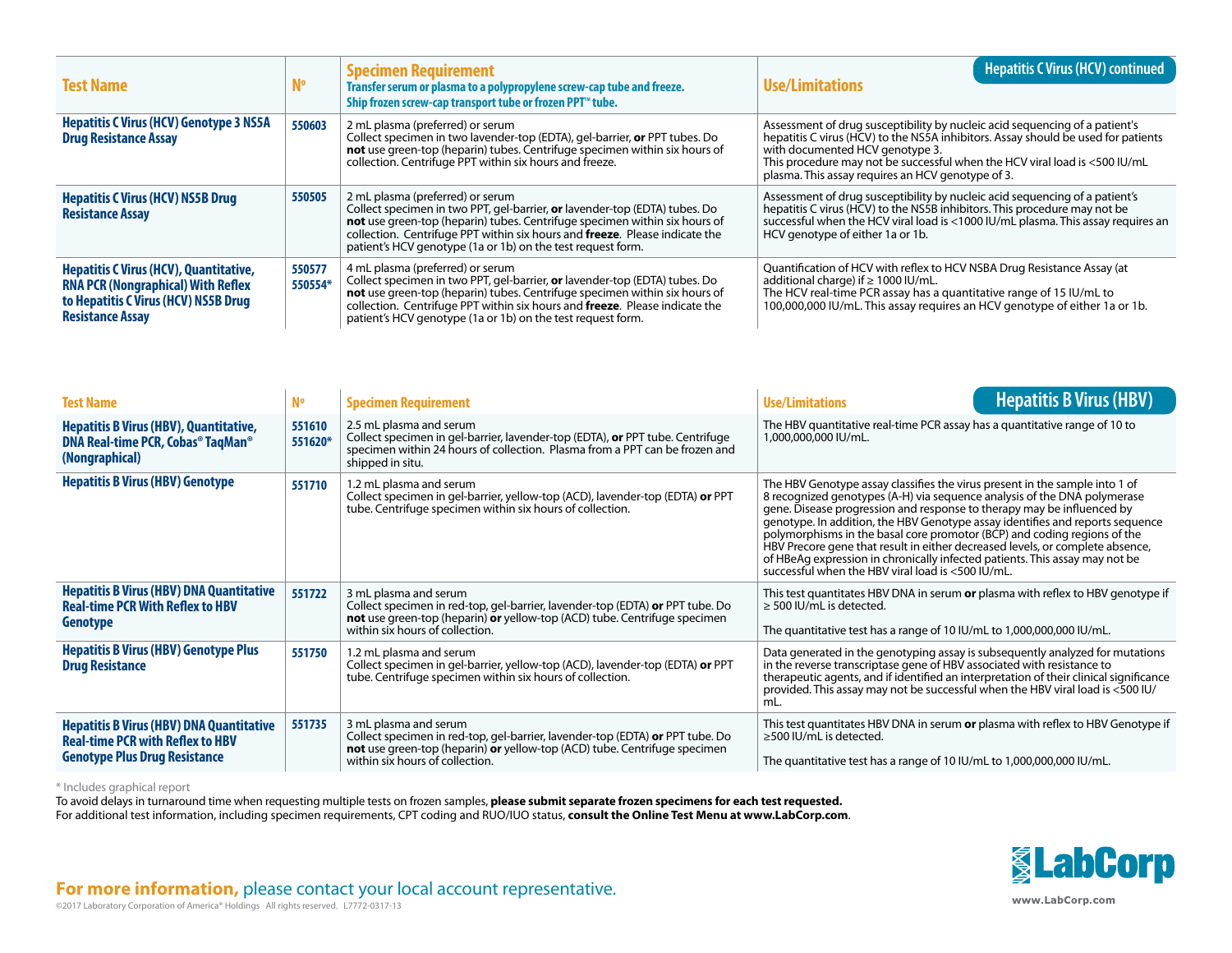## Hepatitis C Virus (HCV) continued

| Test Name | Nº | Specimen Requirement<br>Transfer serum or plasma to a polypropylene screw-cap tube and freeze.<br>Ship frozen screw-cap transport tube or frozen PPT™ tube. | Use/Limitations |
|---|---|---|---|
| **Hepatitis C Virus (HCV) Genotype 3 NS5A Drug Resistance Assay** | 550603 | 2 mL plasma (preferred) or serum<br>Collect specimen in two lavender-top (EDTA), gel-barrier, **or** PPT tubes. Do **not** use green-top (heparin) tubes. Centrifuge specimen within six hours of collection. Centrifuge PPT within six hours and freeze. | Assessment of drug susceptibility by nucleic acid sequencing of a patient's hepatitis C virus (HCV) to the NS5A inhibitors. Assay should be used for patients with documented HCV genotype 3.<br>This procedure may not be successful when the HCV viral load is <500 IU/mL plasma. This assay requires an HCV genotype of 3. |
| **Hepatitis C Virus (HCV) NS5B Drug Resistance Assay** | 550505 | 2 mL plasma (preferred) or serum<br>Collect specimen in two PPT, gel-barrier, **or** lavender-top (EDTA) tubes. Do **not** use green-top (heparin) tubes. Centrifuge specimen within six hours of collection. Centrifuge PPT within six hours and **freeze**. Please indicate the patient's HCV genotype (1a or 1b) on the test request form. | Assessment of drug susceptibility by nucleic acid sequencing of a patient's hepatitis C virus (HCV) to the NS5B inhibitors. This procedure may not be successful when the HCV viral load is <1000 IU/mL plasma. This assay requires an HCV genotype of either 1a or 1b. |
| **Hepatitis C Virus (HCV), Quantitative, RNA PCR (Nongraphical) With Reflex to Hepatitis C Virus (HCV) NS5B Drug Resistance Assay** | 550577<br>550554* | 4 mL plasma (preferred) or serum<br>Collect specimen in two PPT, gel-barrier, **or** lavender-top (EDTA) tubes. Do **not** use green-top (heparin) tubes. Centrifuge specimen within six hours of collection. Centrifuge PPT within six hours and **freeze**. Please indicate the patient's HCV genotype (1a or 1b) on the test request form. | Quantification of HCV with reflex to HCV NSBA Drug Resistance Assay (at additional charge) if ≥ 1000 IU/mL.<br>The HCV real-time PCR assay has a quantitative range of 15 IU/mL to 100,000,000 IU/mL. This assay requires an HCV genotype of either 1a or 1b. |

## Hepatitis B Virus (HBV)

| Test Name | Nº | Specimen Requirement | Use/Limitations |
|---|---|---|---|
| **Hepatitis B Virus (HBV), Quantitative, DNA Real-time PCR, Cobas® TaqMan® (Nongraphical)** | 551610<br>551620* | 2.5 mL plasma and serum<br>Collect specimen in gel-barrier, lavender-top (EDTA), **or** PPT tube. Centrifuge specimen within 24 hours of collection. Plasma from a PPT can be frozen and shipped in situ. | The HBV quantitative real-time PCR assay has a quantitative range of 10 to 1,000,000,000 IU/mL. |
| **Hepatitis B Virus (HBV) Genotype** | 551710 | 1.2 mL plasma and serum<br>Collect specimen in gel-barrier, yellow-top (ACD), lavender-top (EDTA) **or** PPT tube. Centrifuge specimen within six hours of collection. | The HBV Genotype assay classifies the virus present in the sample into 1 of 8 recognized genotypes (A-H) via sequence analysis of the DNA polymerase gene. Disease progression and response to therapy may be influenced by genotype. In addition, the HBV Genotype assay identifies and reports sequence polymorphisms in the basal core promotor (BCP) and coding regions of the HBV Precore gene that result in either decreased levels, or complete absence, of HBeAg expression in chronically infected patients. This assay may not be successful when the HBV viral load is <500 IU/mL. |
| **Hepatitis B Virus (HBV) DNA Quantitative Real-time PCR With Reflex to HBV Genotype** | 551722 | 3 mL plasma and serum<br>Collect specimen in red-top, gel-barrier, lavender-top (EDTA) **or** PPT tube. Do **not** use green-top (heparin) **or** yellow-top (ACD) tube. Centrifuge specimen within six hours of collection. | This test quantitates HBV DNA in serum **or** plasma with reflex to HBV genotype if ≥ 500 IU/mL is detected.<br><br>The quantitative test has a range of 10 IU/mL to 1,000,000,000 IU/mL. |
| **Hepatitis B Virus (HBV) Genotype Plus Drug Resistance** | 551750 | 1.2 mL plasma and serum<br>Collect specimen in gel-barrier, yellow-top (ACD), lavender-top (EDTA) **or** PPT tube. Centrifuge specimen within six hours of collection. | Data generated in the genotyping assay is subsequently analyzed for mutations in the reverse transcriptase gene of HBV associated with resistance to therapeutic agents, and if identified an interpretation of their clinical significance provided. This assay may not be successful when the HBV viral load is <500 IU/mL. |
| **Hepatitis B Virus (HBV) DNA Quantitative Real-time PCR with Reflex to HBV Genotype Plus Drug Resistance** | 551735 | 3 mL plasma and serum<br>Collect specimen in red-top, gel-barrier, lavender-top (EDTA) **or** PPT tube. Do **not** use green-top (heparin) **or** yellow-top (ACD) tube. Centrifuge specimen within six hours of collection. | This test quantitates HBV DNA in serum **or** plasma with reflex to HBV Genotype if ≥500 IU/mL is detected.<br><br>The quantitative test has a range of 10 IU/mL to 1,000,000,000 IU/mL. |

* Includes graphical report

To avoid delays in turnaround time when requesting multiple tests on frozen samples, **please submit separate frozen specimens for each test requested.**
For additional test information, including specimen requirements, CPT coding and RUO/IUO status, **consult the Online Test Menu at www.LabCorp.com**.

**For more information,** please contact your local account representative.

©2017 Laboratory Corporation of America® Holdings All rights reserved. L7772-0317-13

LabCorp

www.LabCorp.com